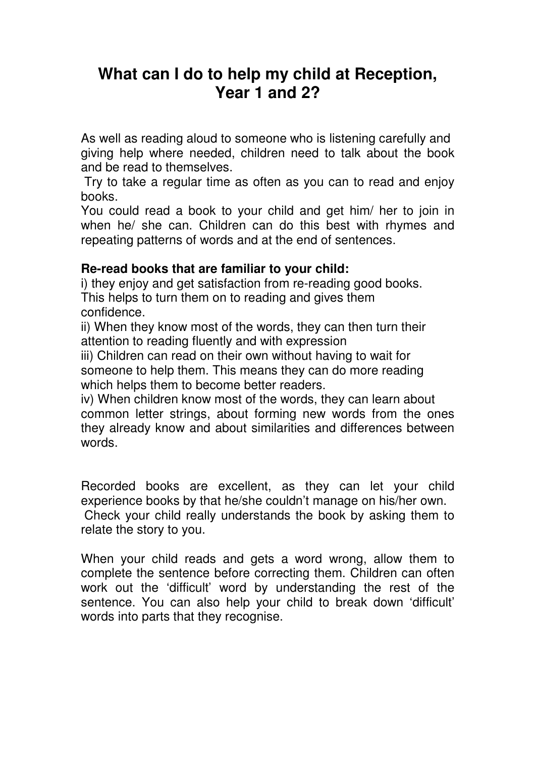# What can I do to help my child at Reception, Year 1 and 2?

As well as reading aloud to someone who is listening carefully and giving help where needed, children need to talk about the book and be read to themselves.

Try to take a regular time as often as you can to read and enjoy books.

You could read a book to your child and get him/ her to join in when he/ she can. Children can do this best with rhymes and repeating patterns of words and at the end of sentences.

**Re-read books that are familiar to your child:**

i) they enjoy and get satisfaction from re-reading good books. This helps to turn them on to reading and gives them confidence.

ii) When they know most of the words, they can then turn their attention to reading fluently and with expression

iii) Children can read on their own without having to wait for someone to help them. This means they can do more reading which helps them to become better readers.

iv) When children know most of the words, they can learn about common letter strings, about forming new words from the ones they already know and about similarities and differences between words.

Recorded books are excellent, as they can let your child experience books by that he/she couldn't manage on his/her own.

Check your child really understands the book by asking them to relate the story to you.

When your child reads and gets a word wrong, allow them to complete the sentence before correcting them. Children can often work out the 'difficult' word by understanding the rest of the sentence. You can also help your child to break down 'difficult' words into parts that they recognise.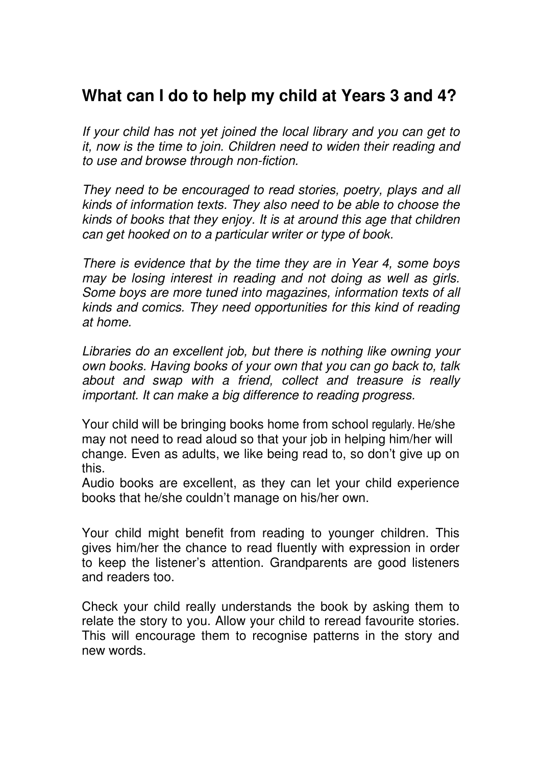## What can I do to help my child at Years 3 and 4?

*If your child has not yet joined the local library and you can get to it, now is the time to join. Children need to widen their reading and to use and browse through non-fiction.*

*They need to be encouraged to read stories, poetry, plays and all kinds of information texts. They also need to be able to choose the kinds of books that they enjoy. It is at around this age that children can get hooked on to a particular writer or type of book.*

*There is evidence that by the time they are in Year 4, some boys may be losing interest in reading and not doing as well as girls. Some boys are more tuned into magazines, information texts of all kinds and comics. They need opportunities for this kind of reading at home.*

*Libraries do an excellent job, but there is nothing like owning your own books. Having books of your own that you can go back to, talk about and swap with a friend, collect and treasure is really important. It can make a big difference to reading progress.*

Your child will be bringing books home from school regularly. He/she may not need to read aloud so that your job in helping him/her will change. Even as adults, we like being read to, so don't give up on this.
Audio books are excellent, as they can let your child experience books that he/she couldn't manage on his/her own.

Your child might benefit from reading to younger children. This gives him/her the chance to read fluently with expression in order to keep the listener's attention. Grandparents are good listeners and readers too.

Check your child really understands the book by asking them to relate the story to you. Allow your child to reread favourite stories. This will encourage them to recognise patterns in the story and new words.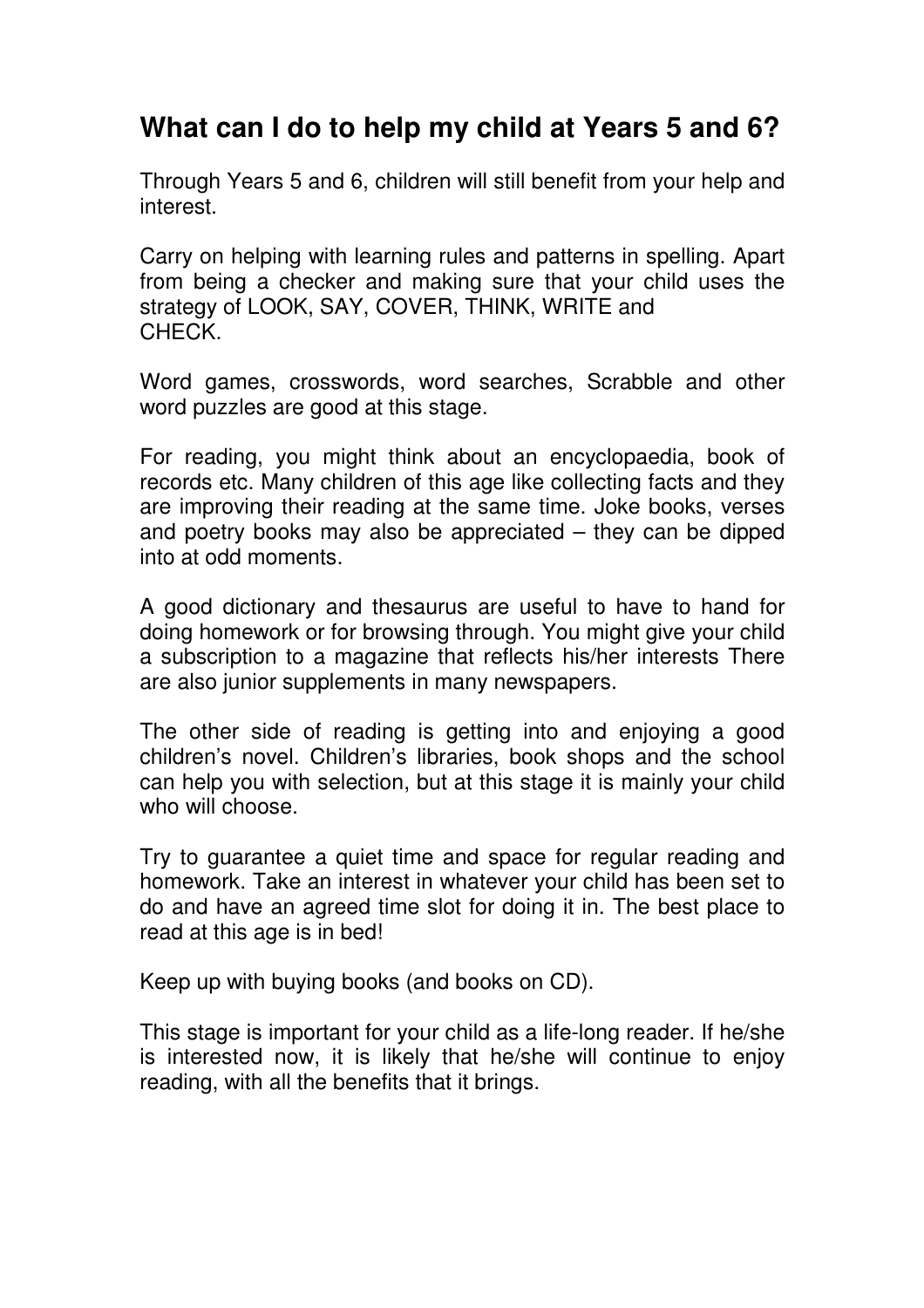## What can I do to help my child at Years 5 and 6?

Through Years 5 and 6, children will still benefit from your help and interest.

Carry on helping with learning rules and patterns in spelling. Apart from being a checker and making sure that your child uses the strategy of LOOK, SAY, COVER, THINK, WRITE and CHECK.

Word games, crosswords, word searches, Scrabble and other word puzzles are good at this stage.

For reading, you might think about an encyclopaedia, book of records etc. Many children of this age like collecting facts and they are improving their reading at the same time. Joke books, verses and poetry books may also be appreciated – they can be dipped into at odd moments.

A good dictionary and thesaurus are useful to have to hand for doing homework or for browsing through. You might give your child a subscription to a magazine that reflects his/her interests There are also junior supplements in many newspapers.

The other side of reading is getting into and enjoying a good children's novel. Children's libraries, book shops and the school can help you with selection, but at this stage it is mainly your child who will choose.

Try to guarantee a quiet time and space for regular reading and homework. Take an interest in whatever your child has been set to do and have an agreed time slot for doing it in. The best place to read at this age is in bed!

Keep up with buying books (and books on CD).

This stage is important for your child as a life-long reader. If he/she is interested now, it is likely that he/she will continue to enjoy reading, with all the benefits that it brings.